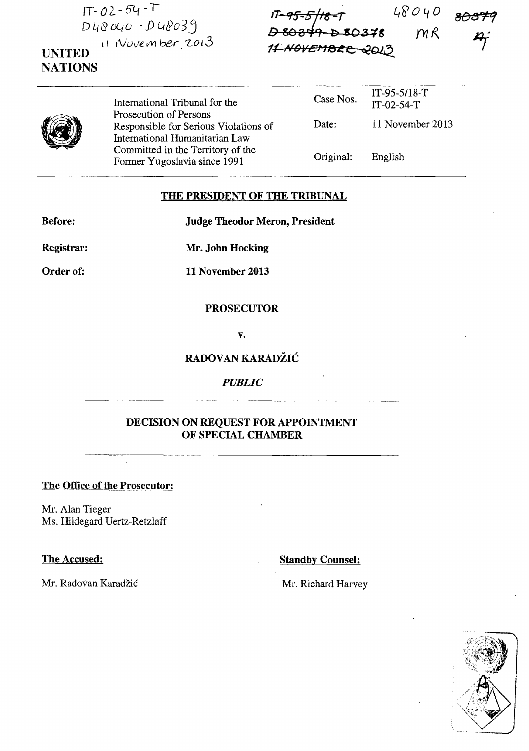IT-02-54-T
D48040 - D48039
11 November 2013

IT-95-5/18-T
D80379 - D80378
11 NOVEMBER 2013

48040 80379 MR

**UNITED NATIONS**

| | | |
|---|---|---|
| International Tribunal for the Prosecution of Persons Responsible for Serious Violations of International Humanitarian Law Committed in the Territory of the Former Yugoslavia since 1991 | Case Nos. | IT-95-5/18-T<br>IT-02-54-T |
| | Date: | 11 November 2013 |
| | Original: | English |

## THE PRESIDENT OF THE TRIBUNAL

**Before:** **Judge Theodor Meron, President**

**Registrar:** **Mr. John Hocking**

**Order of:** **11 November 2013**

**PROSECUTOR**

**v.**

**RADOVAN KARADŽIĆ**

***PUBLIC***

## DECISION ON REQUEST FOR APPOINTMENT OF SPECIAL CHAMBER

**The Office of the Prosecutor:**

Mr. Alan Tieger
Ms. Hildegard Uertz-Retzlaff

**The Accused:**

Mr. Radovan Karadžić

**Standby Counsel:**

Mr. Richard Harvey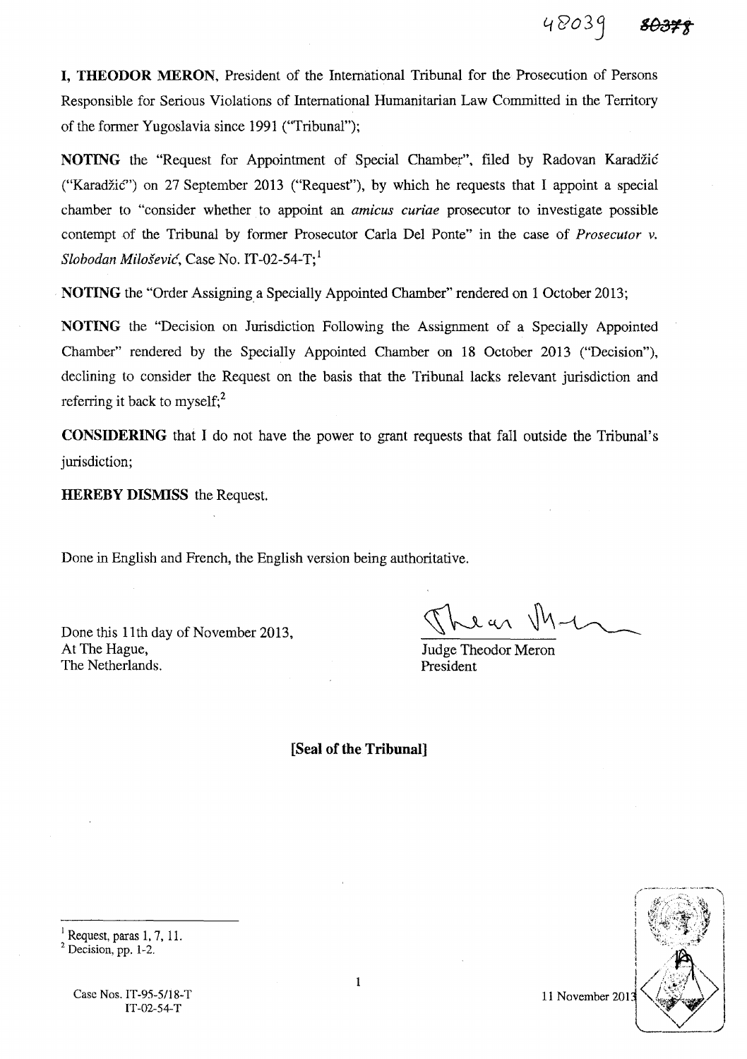**I, THEODOR MERON**, President of the International Tribunal for the Prosecution of Persons Responsible for Serious Violations of International Humanitarian Law Committed in the Territory of the former Yugoslavia since 1991 ("Tribunal");

**NOTING** the "Request for Appointment of Special Chamber", filed by Radovan Karadžić ("Karadžić") on 27 September 2013 ("Request"), by which he requests that I appoint a special chamber to "consider whether to appoint an *amicus curiae* prosecutor to investigate possible contempt of the Tribunal by former Prosecutor Carla Del Ponte" in the case of *Prosecutor v. Slobodan Milošević*, Case No. IT-02-54-T;[1]

**NOTING** the "Order Assigning a Specially Appointed Chamber" rendered on 1 October 2013;

**NOTING** the "Decision on Jurisdiction Following the Assignment of a Specially Appointed Chamber" rendered by the Specially Appointed Chamber on 18 October 2013 ("Decision"), declining to consider the Request on the basis that the Tribunal lacks relevant jurisdiction and referring it back to myself;[2]

**CONSIDERING** that I do not have the power to grant requests that fall outside the Tribunal's jurisdiction;

**HEREBY DISMISS** the Request.

Done in English and French, the English version being authoritative.

Done this 11th day of November 2013,
At The Hague,
The Netherlands.

Judge Theodor Meron
President

**[Seal of the Tribunal]**

[1] Request, paras 1, 7, 11.
[2] Decision, pp. 1-2.